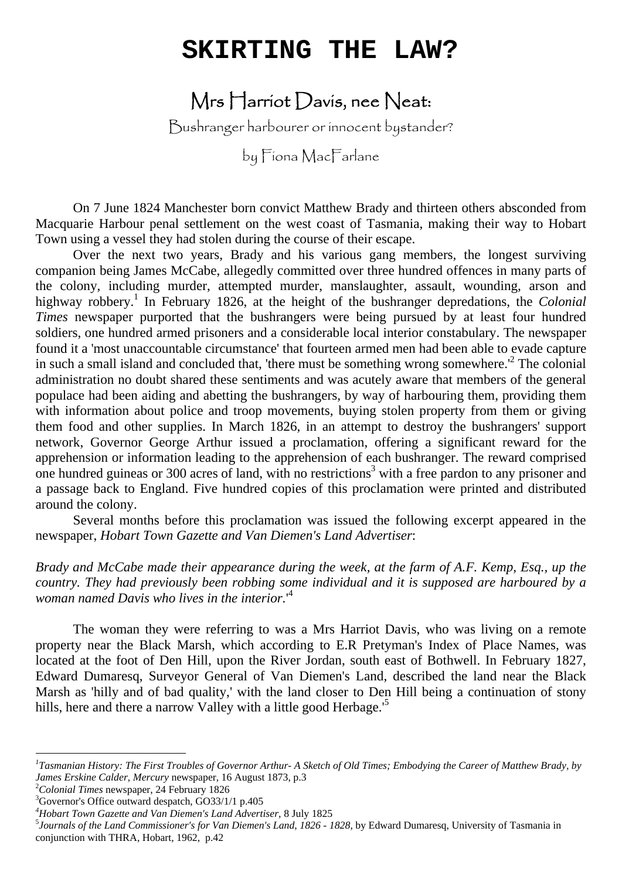# SKIRTING THE LAW?

## Mrs Harriot Davis, nee Neat:

Bushranger harbourer or innocent bystander?

by Fiona MacFarlane

On 7 June 1824 Manchester born convict Matthew Brady and thirteen others absconded from Macquarie Harbour penal settlement on the west coast of Tasmania, making their way to Hobart Town using a vessel they had stolen during the course of their escape.

Over the next two years, Brady and his various gang members, the longest surviving companion being James McCabe, allegedly committed over three hundred offences in many parts of the colony, including murder, attempted murder, manslaughter, assault, wounding, arson and highway robbery.[1] In February 1826, at the height of the bushranger depredations, the *Colonial Times* newspaper purported that the bushrangers were being pursued by at least four hundred soldiers, one hundred armed prisoners and a considerable local interior constabulary. The newspaper found it a 'most unaccountable circumstance' that fourteen armed men had been able to evade capture in such a small island and concluded that, 'there must be something wrong somewhere.'[2] The colonial administration no doubt shared these sentiments and was acutely aware that members of the general populace had been aiding and abetting the bushrangers, by way of harbouring them, providing them with information about police and troop movements, buying stolen property from them or giving them food and other supplies. In March 1826, in an attempt to destroy the bushrangers' support network, Governor George Arthur issued a proclamation, offering a significant reward for the apprehension or information leading to the apprehension of each bushranger. The reward comprised one hundred guineas or 300 acres of land, with no restrictions[3] with a free pardon to any prisoner and a passage back to England. Five hundred copies of this proclamation were printed and distributed around the colony.

Several months before this proclamation was issued the following excerpt appeared in the newspaper, *Hobart Town Gazette and Van Diemen's Land Advertiser*:

*Brady and McCabe made their appearance during the week, at the farm of A.F. Kemp, Esq., up the country. They had previously been robbing some individual and it is supposed are harboured by a woman named Davis who lives in the interior.*'[4]

The woman they were referring to was a Mrs Harriot Davis, who was living on a remote property near the Black Marsh, which according to E.R Pretyman's Index of Place Names, was located at the foot of Den Hill, upon the River Jordan, south east of Bothwell. In February 1827, Edward Dumaresq, Surveyor General of Van Diemen's Land, described the land near the Black Marsh as 'hilly and of bad quality,' with the land closer to Den Hill being a continuation of stony hills, here and there a narrow Valley with a little good Herbage.'[5]

---

[1] *Tasmanian History: The First Troubles of Governor Arthur- A Sketch of Old Times; Embodying the Career of Matthew Brady, by James Erskine Calder, Mercury* newspaper, 16 August 1873, p.3

[2] *Colonial Times* newspaper, 24 February 1826

[3] Governor's Office outward despatch, GO33/1/1 p.405

[4] *Hobart Town Gazette and Van Diemen's Land Advertiser*, 8 July 1825

[5] *Journals of the Land Commissioner's for Van Diemen's Land, 1826 - 1828*, by Edward Dumaresq, University of Tasmania in conjunction with THRA, Hobart, 1962, p.42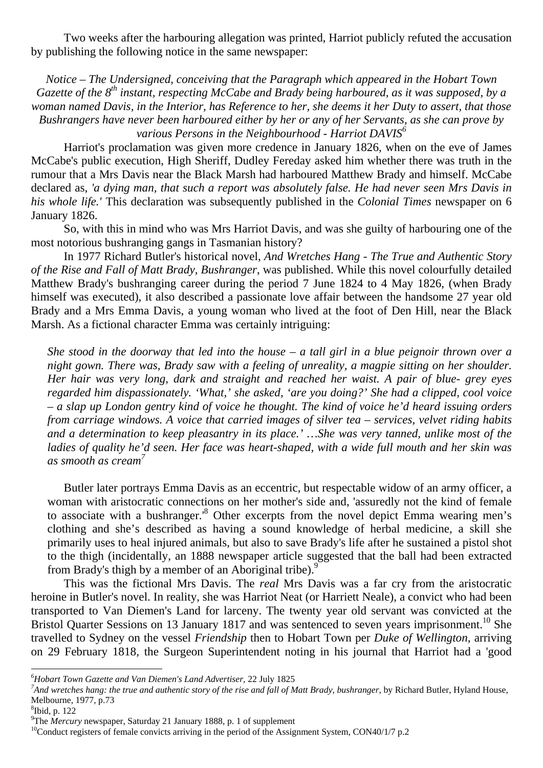Two weeks after the harbouring allegation was printed, Harriot publicly refuted the accusation by publishing the following notice in the same newspaper:

*Notice – The Undersigned, conceiving that the Paragraph which appeared in the Hobart Town Gazette of the 8th instant, respecting McCabe and Brady being harboured, as it was supposed, by a woman named Davis, in the Interior, has Reference to her, she deems it her Duty to assert, that those Bushrangers have never been harboured either by her or any of her Servants, as she can prove by various Persons in the Neighbourhood - Harriot DAVIS*[6]

Harriot's proclamation was given more credence in January 1826, when on the eve of James McCabe's public execution, High Sheriff, Dudley Fereday asked him whether there was truth in the rumour that a Mrs Davis near the Black Marsh had harboured Matthew Brady and himself. McCabe declared as, *'a dying man, that such a report was absolutely false. He had never seen Mrs Davis in his whole life.'* This declaration was subsequently published in the *Colonial Times* newspaper on 6 January 1826.

So, with this in mind who was Mrs Harriot Davis, and was she guilty of harbouring one of the most notorious bushranging gangs in Tasmanian history?

In 1977 Richard Butler's historical novel, *And Wretches Hang - The True and Authentic Story of the Rise and Fall of Matt Brady, Bushranger*, was published. While this novel colourfully detailed Matthew Brady's bushranging career during the period 7 June 1824 to 4 May 1826, (when Brady himself was executed), it also described a passionate love affair between the handsome 27 year old Brady and a Mrs Emma Davis, a young woman who lived at the foot of Den Hill, near the Black Marsh. As a fictional character Emma was certainly intriguing:

> *She stood in the doorway that led into the house – a tall girl in a blue peignoir thrown over a night gown. There was, Brady saw with a feeling of unreality, a magpie sitting on her shoulder. Her hair was very long, dark and straight and reached her waist. A pair of blue- grey eyes regarded him dispassionately. 'What,' she asked, 'are you doing?' She had a clipped, cool voice – a slap up London gentry kind of voice he thought. The kind of voice he'd heard issuing orders from carriage windows. A voice that carried images of silver tea – services, velvet riding habits and a determination to keep pleasantry in its place.' …She was very tanned, unlike most of the ladies of quality he'd seen. Her face was heart-shaped, with a wide full mouth and her skin was as smooth as cream*[7]

Butler later portrays Emma Davis as an eccentric, but respectable widow of an army officer, a woman with aristocratic connections on her mother's side and, 'assuredly not the kind of female to associate with a bushranger.'[8] Other excerpts from the novel depict Emma wearing men's clothing and she's described as having a sound knowledge of herbal medicine, a skill she primarily uses to heal injured animals, but also to save Brady's life after he sustained a pistol shot to the thigh (incidentally, an 1888 newspaper article suggested that the ball had been extracted from Brady's thigh by a member of an Aboriginal tribe).[9]

This was the fictional Mrs Davis. The *real* Mrs Davis was a far cry from the aristocratic heroine in Butler's novel. In reality, she was Harriot Neat (or Harriett Neale), a convict who had been transported to Van Diemen's Land for larceny. The twenty year old servant was convicted at the Bristol Quarter Sessions on 13 January 1817 and was sentenced to seven years imprisonment.[10] She travelled to Sydney on the vessel *Friendship* then to Hobart Town per *Duke of Wellington*, arriving on 29 February 1818, the Surgeon Superintendent noting in his journal that Harriot had a 'good

---

[6] *Hobart Town Gazette and Van Diemen's Land Advertiser*, 22 July 1825

[7] *And wretches hang: the true and authentic story of the rise and fall of Matt Brady, bushranger*, by Richard Butler, Hyland House, Melbourne, 1977, p.73

[8] Ibid, p. 122

[9] The *Mercury* newspaper, Saturday 21 January 1888, p. 1 of supplement

[10] Conduct registers of female convicts arriving in the period of the Assignment System, CON40/1/7 p.2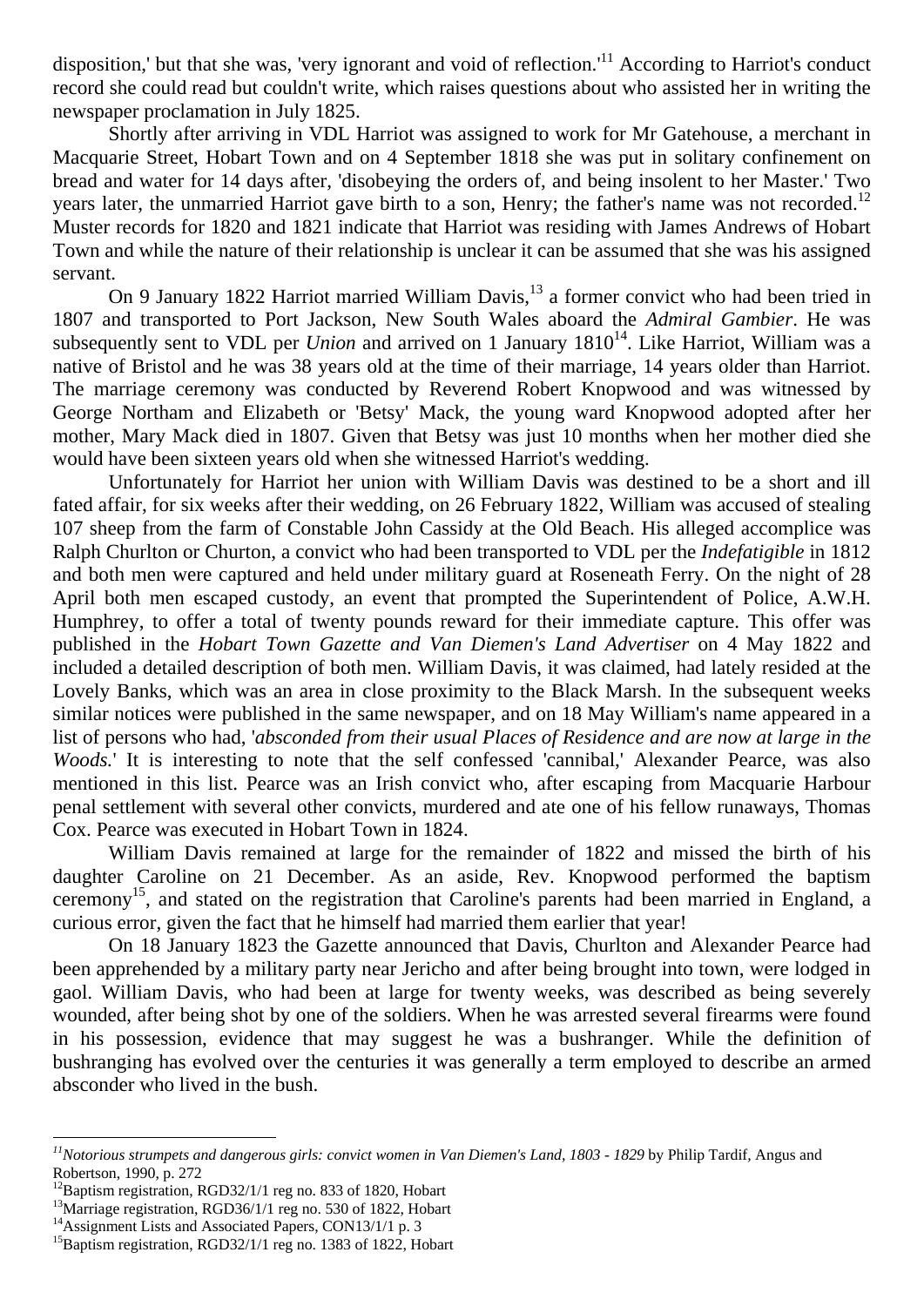disposition,' but that she was, 'very ignorant and void of reflection.'[11] According to Harriot's conduct record she could read but couldn't write, which raises questions about who assisted her in writing the newspaper proclamation in July 1825.

Shortly after arriving in VDL Harriot was assigned to work for Mr Gatehouse, a merchant in Macquarie Street, Hobart Town and on 4 September 1818 she was put in solitary confinement on bread and water for 14 days after, 'disobeying the orders of, and being insolent to her Master.' Two years later, the unmarried Harriot gave birth to a son, Henry; the father's name was not recorded.[12] Muster records for 1820 and 1821 indicate that Harriot was residing with James Andrews of Hobart Town and while the nature of their relationship is unclear it can be assumed that she was his assigned servant.

On 9 January 1822 Harriot married William Davis,[13] a former convict who had been tried in 1807 and transported to Port Jackson, New South Wales aboard the *Admiral Gambier*. He was subsequently sent to VDL per *Union* and arrived on 1 January 1810[14]. Like Harriot, William was a native of Bristol and he was 38 years old at the time of their marriage, 14 years older than Harriot. The marriage ceremony was conducted by Reverend Robert Knopwood and was witnessed by George Northam and Elizabeth or 'Betsy' Mack, the young ward Knopwood adopted after her mother, Mary Mack died in 1807. Given that Betsy was just 10 months when her mother died she would have been sixteen years old when she witnessed Harriot's wedding.

Unfortunately for Harriot her union with William Davis was destined to be a short and ill fated affair, for six weeks after their wedding, on 26 February 1822, William was accused of stealing 107 sheep from the farm of Constable John Cassidy at the Old Beach. His alleged accomplice was Ralph Churlton or Churton, a convict who had been transported to VDL per the *Indefatigible* in 1812 and both men were captured and held under military guard at Roseneath Ferry. On the night of 28 April both men escaped custody, an event that prompted the Superintendent of Police, A.W.H. Humphrey, to offer a total of twenty pounds reward for their immediate capture. This offer was published in the *Hobart Town Gazette and Van Diemen's Land Advertiser* on 4 May 1822 and included a detailed description of both men. William Davis, it was claimed, had lately resided at the Lovely Banks, which was an area in close proximity to the Black Marsh. In the subsequent weeks similar notices were published in the same newspaper, and on 18 May William's name appeared in a list of persons who had, '*absconded from their usual Places of Residence and are now at large in the Woods.*' It is interesting to note that the self confessed 'cannibal,' Alexander Pearce, was also mentioned in this list. Pearce was an Irish convict who, after escaping from Macquarie Harbour penal settlement with several other convicts, murdered and ate one of his fellow runaways, Thomas Cox. Pearce was executed in Hobart Town in 1824.

William Davis remained at large for the remainder of 1822 and missed the birth of his daughter Caroline on 21 December. As an aside, Rev. Knopwood performed the baptism ceremony[15], and stated on the registration that Caroline's parents had been married in England, a curious error, given the fact that he himself had married them earlier that year!

On 18 January 1823 the Gazette announced that Davis, Churlton and Alexander Pearce had been apprehended by a military party near Jericho and after being brought into town, were lodged in gaol. William Davis, who had been at large for twenty weeks, was described as being severely wounded, after being shot by one of the soldiers. When he was arrested several firearms were found in his possession, evidence that may suggest he was a bushranger. While the definition of bushranging has evolved over the centuries it was generally a term employed to describe an armed absconder who lived in the bush.

---

[11] *Notorious strumpets and dangerous girls: convict women in Van Diemen's Land, 1803 - 1829* by Philip Tardif, Angus and Robertson, 1990, p. 272

[12] Baptism registration, RGD32/1/1 reg no. 833 of 1820, Hobart

[13] Marriage registration, RGD36/1/1 reg no. 530 of 1822, Hobart

[14] Assignment Lists and Associated Papers, CON13/1/1 p. 3

[15] Baptism registration, RGD32/1/1 reg no. 1383 of 1822, Hobart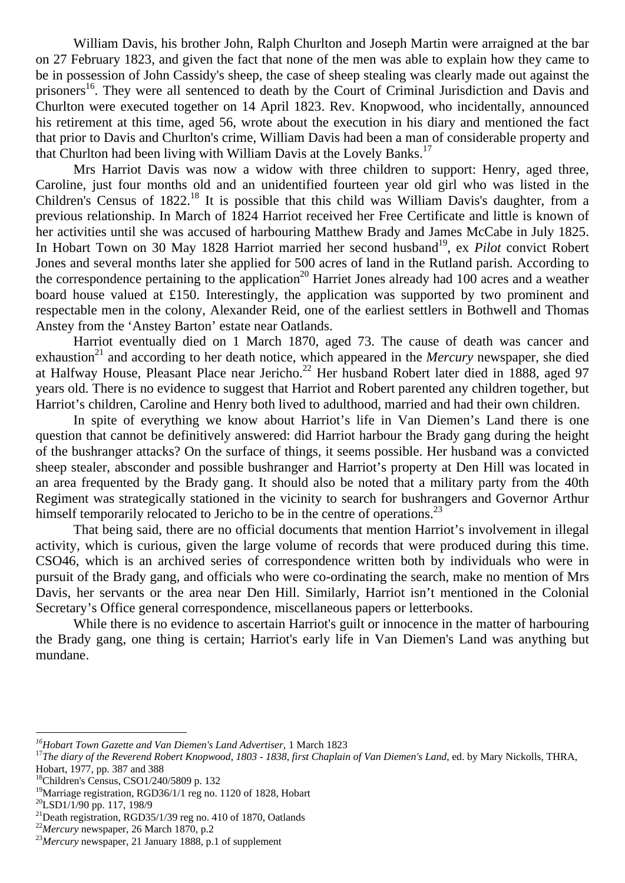William Davis, his brother John, Ralph Churlton and Joseph Martin were arraigned at the bar on 27 February 1823, and given the fact that none of the men was able to explain how they came to be in possession of John Cassidy's sheep, the case of sheep stealing was clearly made out against the prisoners[16]. They were all sentenced to death by the Court of Criminal Jurisdiction and Davis and Churlton were executed together on 14 April 1823. Rev. Knopwood, who incidentally, announced his retirement at this time, aged 56, wrote about the execution in his diary and mentioned the fact that prior to Davis and Churlton's crime, William Davis had been a man of considerable property and that Churlton had been living with William Davis at the Lovely Banks.[17]

Mrs Harriot Davis was now a widow with three children to support: Henry, aged three, Caroline, just four months old and an unidentified fourteen year old girl who was listed in the Children's Census of 1822.[18] It is possible that this child was William Davis's daughter, from a previous relationship. In March of 1824 Harriot received her Free Certificate and little is known of her activities until she was accused of harbouring Matthew Brady and James McCabe in July 1825. In Hobart Town on 30 May 1828 Harriot married her second husband[19], ex *Pilot* convict Robert Jones and several months later she applied for 500 acres of land in the Rutland parish. According to the correspondence pertaining to the application[20] Harriet Jones already had 100 acres and a weather board house valued at £150. Interestingly, the application was supported by two prominent and respectable men in the colony, Alexander Reid, one of the earliest settlers in Bothwell and Thomas Anstey from the 'Anstey Barton' estate near Oatlands.

Harriot eventually died on 1 March 1870, aged 73. The cause of death was cancer and exhaustion[21] and according to her death notice, which appeared in the *Mercury* newspaper, she died at Halfway House, Pleasant Place near Jericho.[22] Her husband Robert later died in 1888, aged 97 years old. There is no evidence to suggest that Harriot and Robert parented any children together, but Harriot's children, Caroline and Henry both lived to adulthood, married and had their own children.

In spite of everything we know about Harriot's life in Van Diemen's Land there is one question that cannot be definitively answered: did Harriot harbour the Brady gang during the height of the bushranger attacks? On the surface of things, it seems possible. Her husband was a convicted sheep stealer, absconder and possible bushranger and Harriot's property at Den Hill was located in an area frequented by the Brady gang. It should also be noted that a military party from the 40th Regiment was strategically stationed in the vicinity to search for bushrangers and Governor Arthur himself temporarily relocated to Jericho to be in the centre of operations.[23]

That being said, there are no official documents that mention Harriot's involvement in illegal activity, which is curious, given the large volume of records that were produced during this time. CSO46, which is an archived series of correspondence written both by individuals who were in pursuit of the Brady gang, and officials who were co-ordinating the search, make no mention of Mrs Davis, her servants or the area near Den Hill. Similarly, Harriot isn't mentioned in the Colonial Secretary's Office general correspondence, miscellaneous papers or letterbooks.

While there is no evidence to ascertain Harriot's guilt or innocence in the matter of harbouring the Brady gang, one thing is certain; Harriot's early life in Van Diemen's Land was anything but mundane.

---

[16] *Hobart Town Gazette and Van Diemen's Land Advertiser*, 1 March 1823
[17] *The diary of the Reverend Robert Knopwood, 1803 - 1838, first Chaplain of Van Diemen's Land*, ed. by Mary Nickolls, THRA, Hobart, 1977, pp. 387 and 388
[18] Children's Census, CSO1/240/5809 p. 132
[19] Marriage registration, RGD36/1/1 reg no. 1120 of 1828, Hobart
[20] LSD1/1/90 pp. 117, 198/9
[21] Death registration, RGD35/1/39 reg no. 410 of 1870, Oatlands
[22] *Mercury* newspaper, 26 March 1870, p.2
[23] *Mercury* newspaper, 21 January 1888, p.1 of supplement